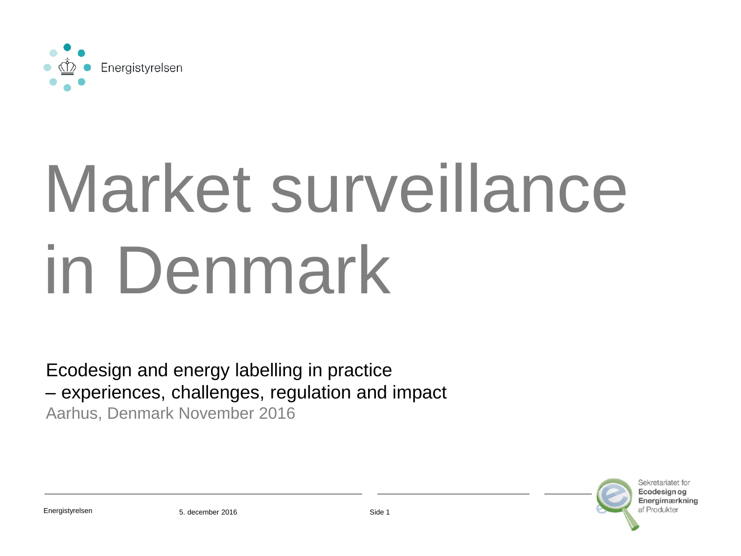Energistyrelsen

# Market surveillance in Denmark

Ecodesign and energy labelling in practice
– experiences, challenges, regulation and impact

Aarhus, Denmark November 2016

Sekretariatet for **Ecodesign og Energimærkning** af Produkter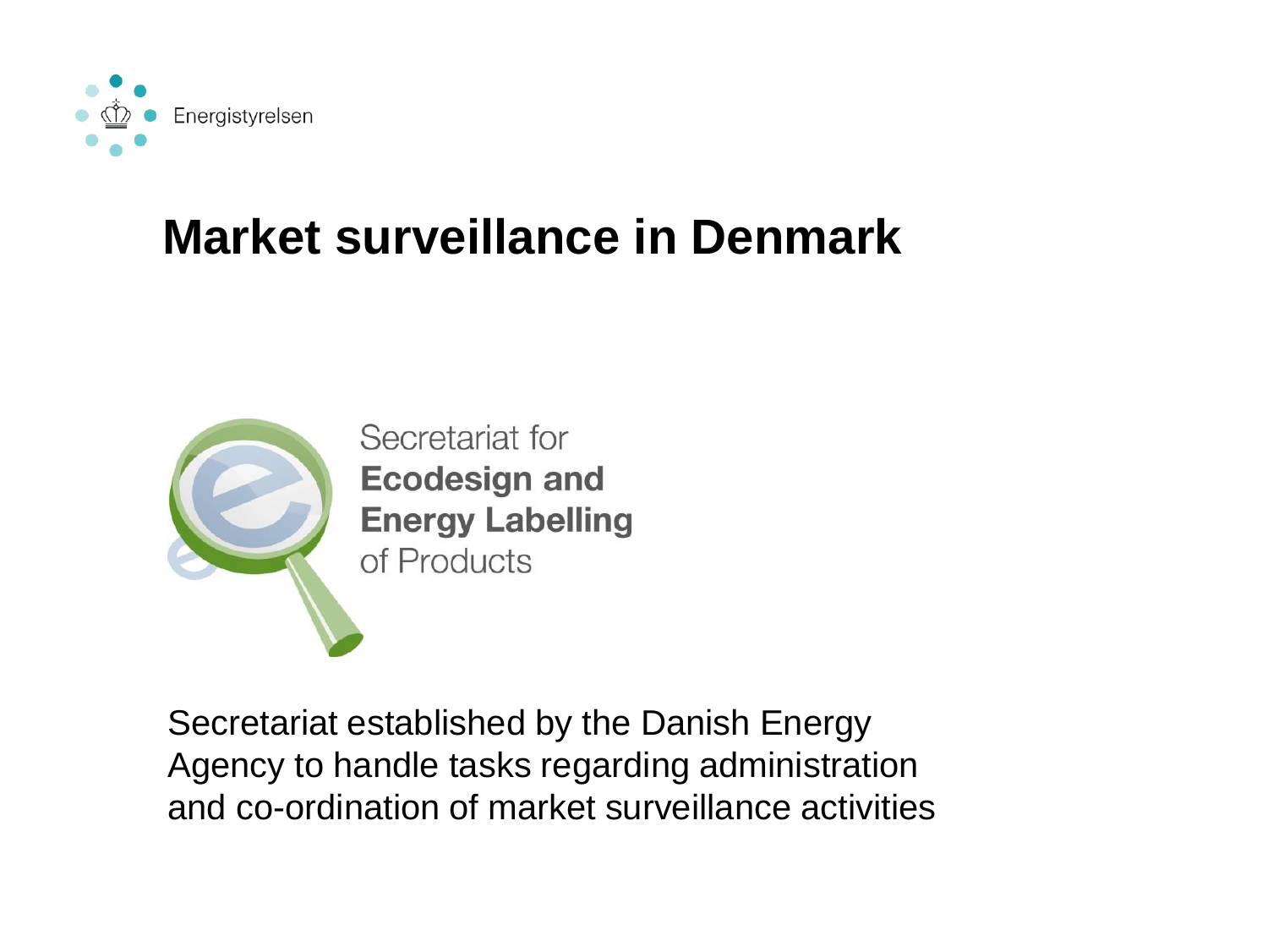Energistyrelsen

# Market surveillance in Denmark

Secretariat for
**Ecodesign and**
**Energy Labelling**
of Products

Secretariat established by the Danish Energy Agency to handle tasks regarding administration and co-ordination of market surveillance activities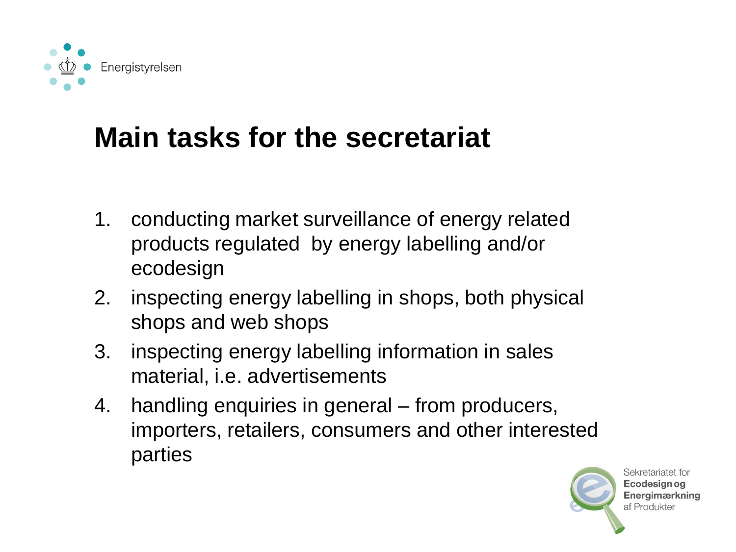# Main tasks for the secretariat

1. conducting market surveillance of energy related products regulated by energy labelling and/or ecodesign
2. inspecting energy labelling in shops, both physical shops and web shops
3. inspecting energy labelling information in sales material, i.e. advertisements
4. handling enquiries in general – from producers, importers, retailers, consumers and other interested parties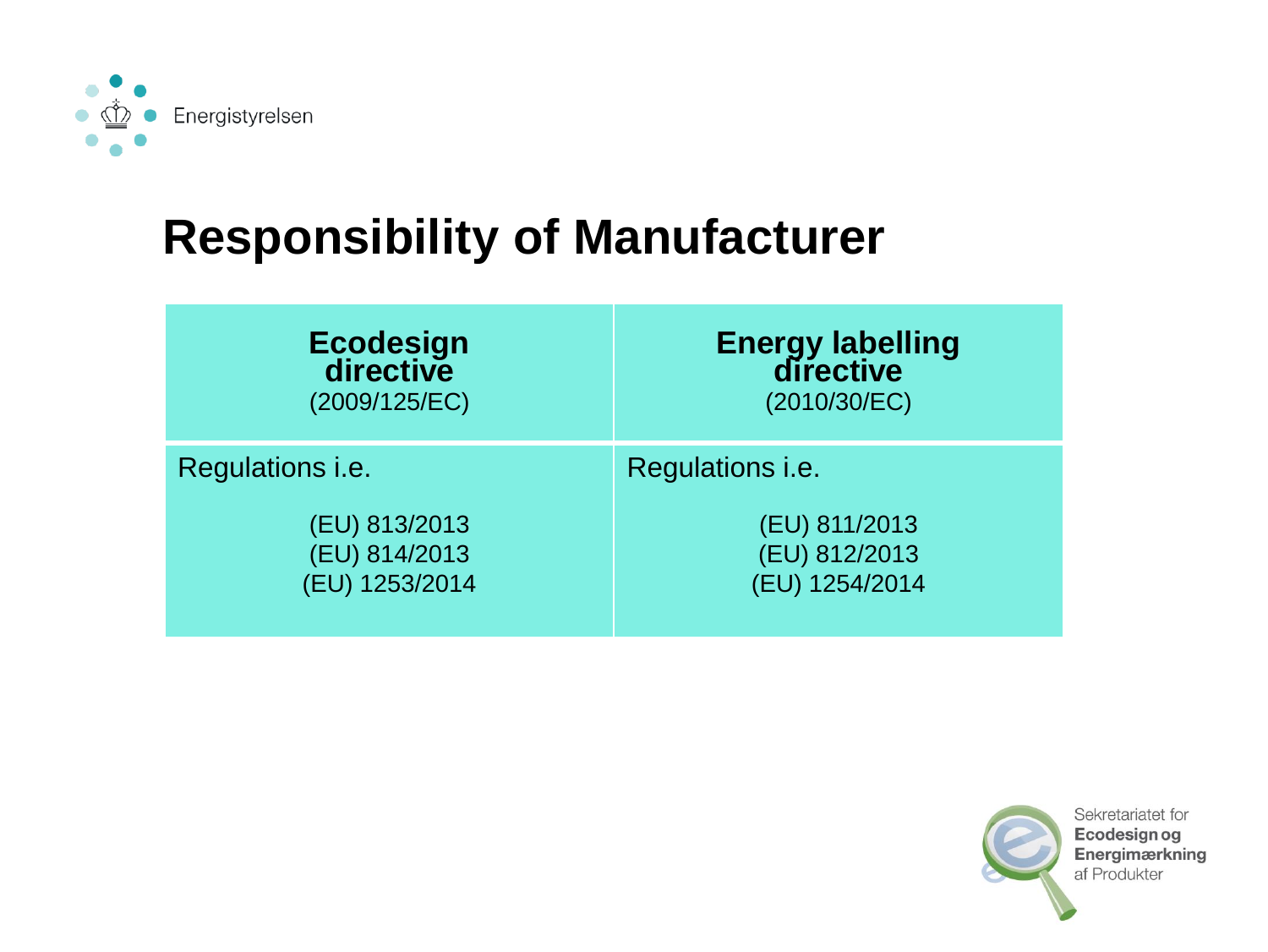# Responsibility of Manufacturer

| **Ecodesign directive** (2009/125/EC) | **Energy labelling directive** (2010/30/EC) |
|---|---|
| Regulations i.e.<br>(EU) 813/2013<br>(EU) 814/2013<br>(EU) 1253/2014 | Regulations i.e.<br>(EU) 811/2013<br>(EU) 812/2013<br>(EU) 1254/2014 |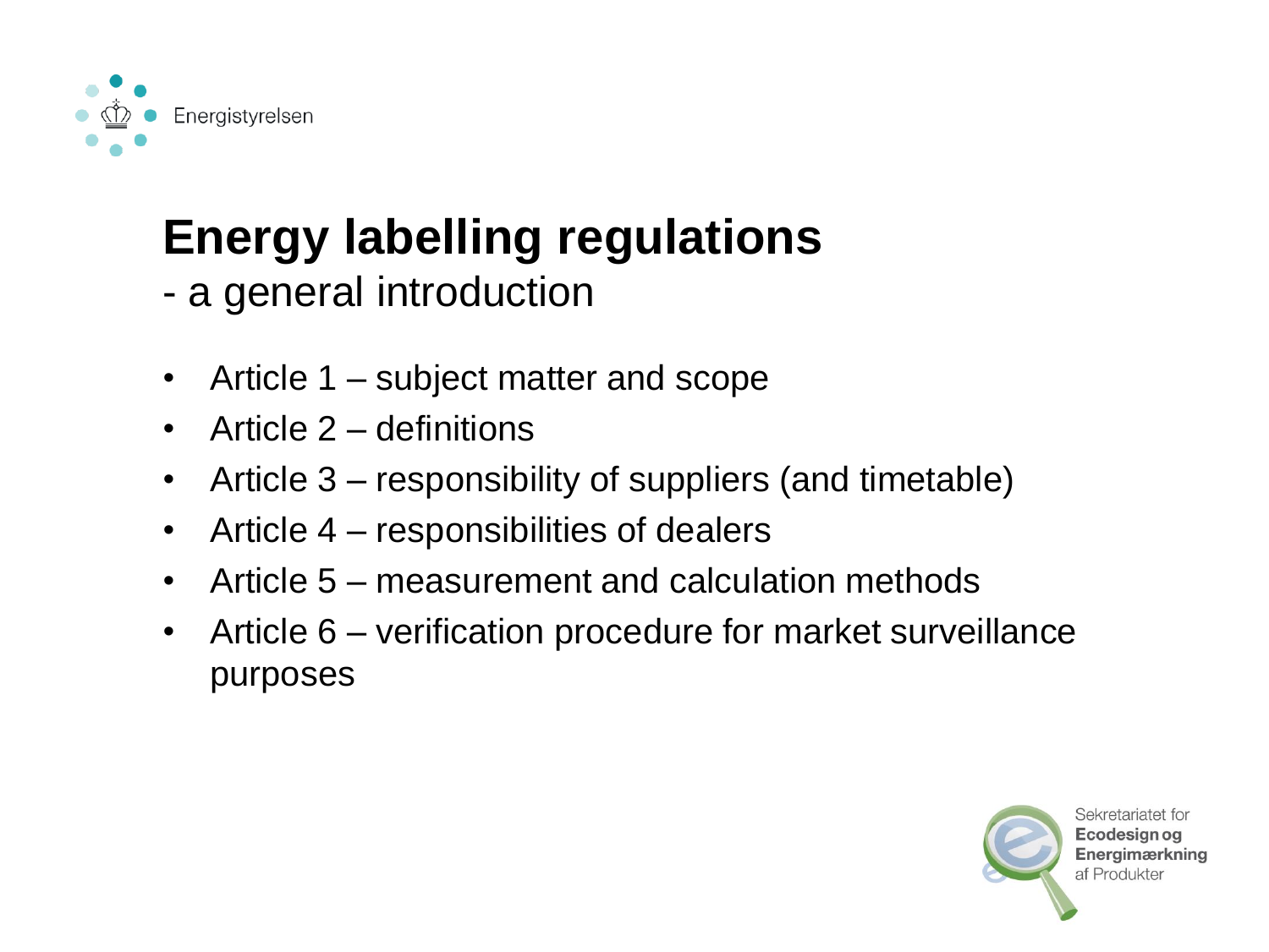# Energy labelling regulations

- a general introduction

- Article 1 – subject matter and scope
- Article 2 – definitions
- Article 3 – responsibility of suppliers (and timetable)
- Article 4 – responsibilities of dealers
- Article 5 – measurement and calculation methods
- Article 6 – verification procedure for market surveillance purposes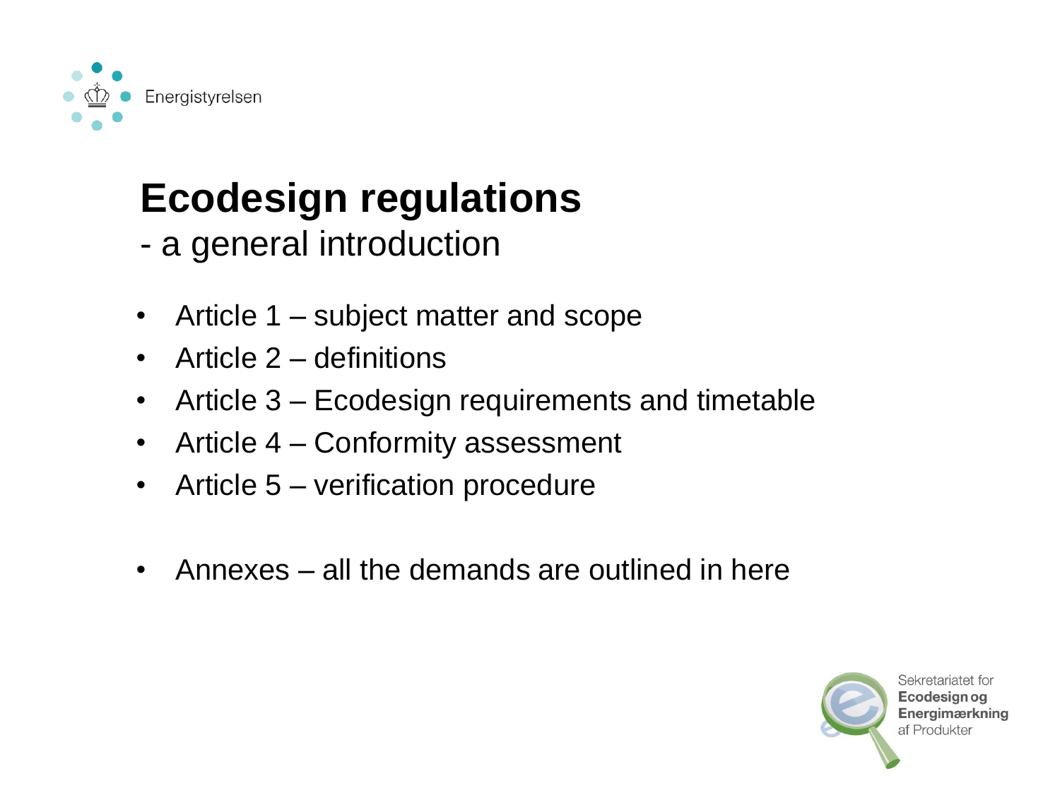# Ecodesign regulations

- a general introduction

- Article 1 – subject matter and scope
- Article 2 – definitions
- Article 3 – Ecodesign requirements and timetable
- Article 4 – Conformity assessment
- Article 5 – verification procedure

- Annexes – all the demands are outlined in here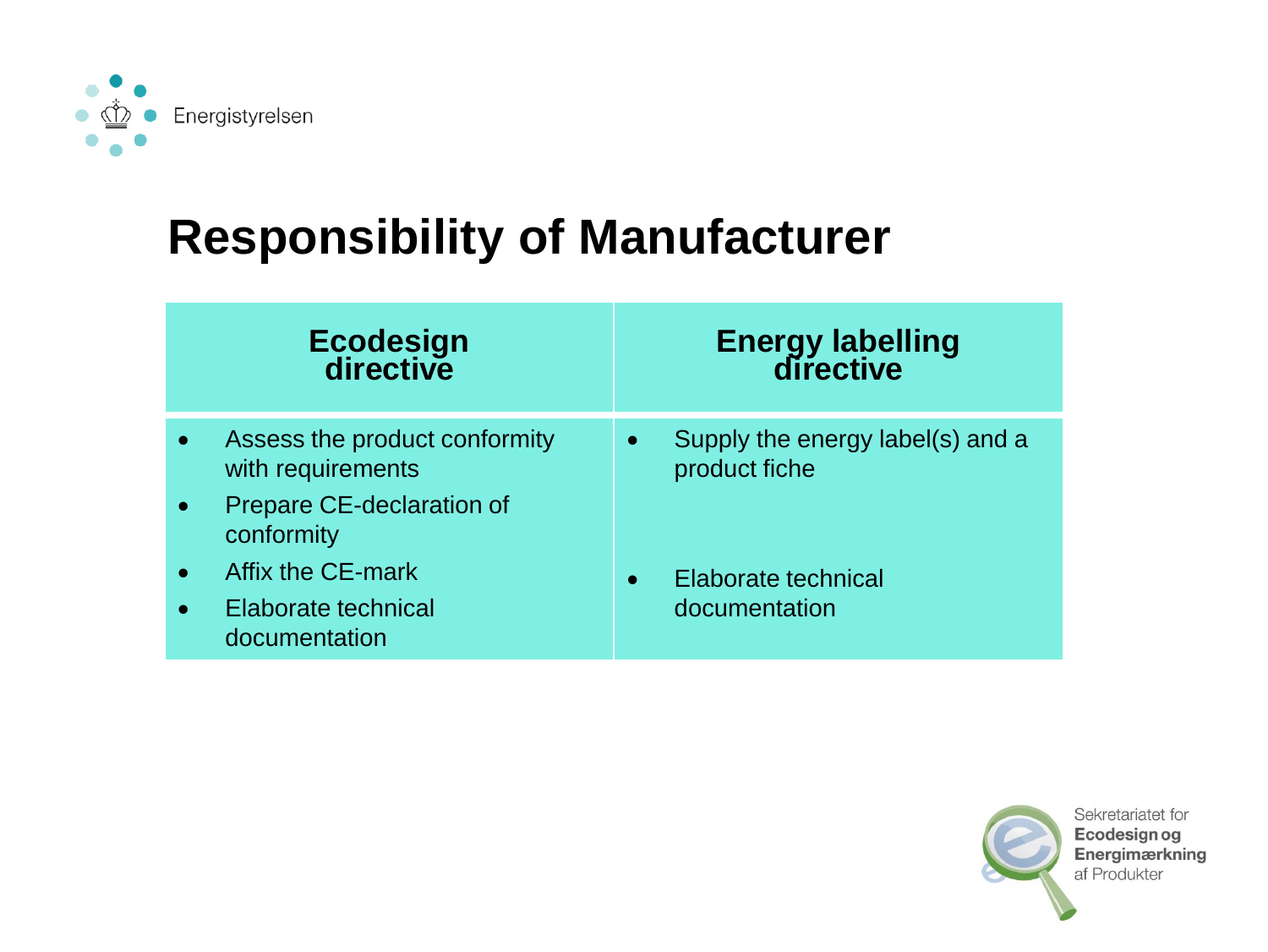# Responsibility of Manufacturer

| Ecodesign directive | Energy labelling directive |
|---|---|
| • Assess the product conformity with requirements<br>• Prepare CE-declaration of conformity<br>• Affix the CE-mark<br>• Elaborate technical documentation | • Supply the energy label(s) and a product fiche<br>• Elaborate technical documentation |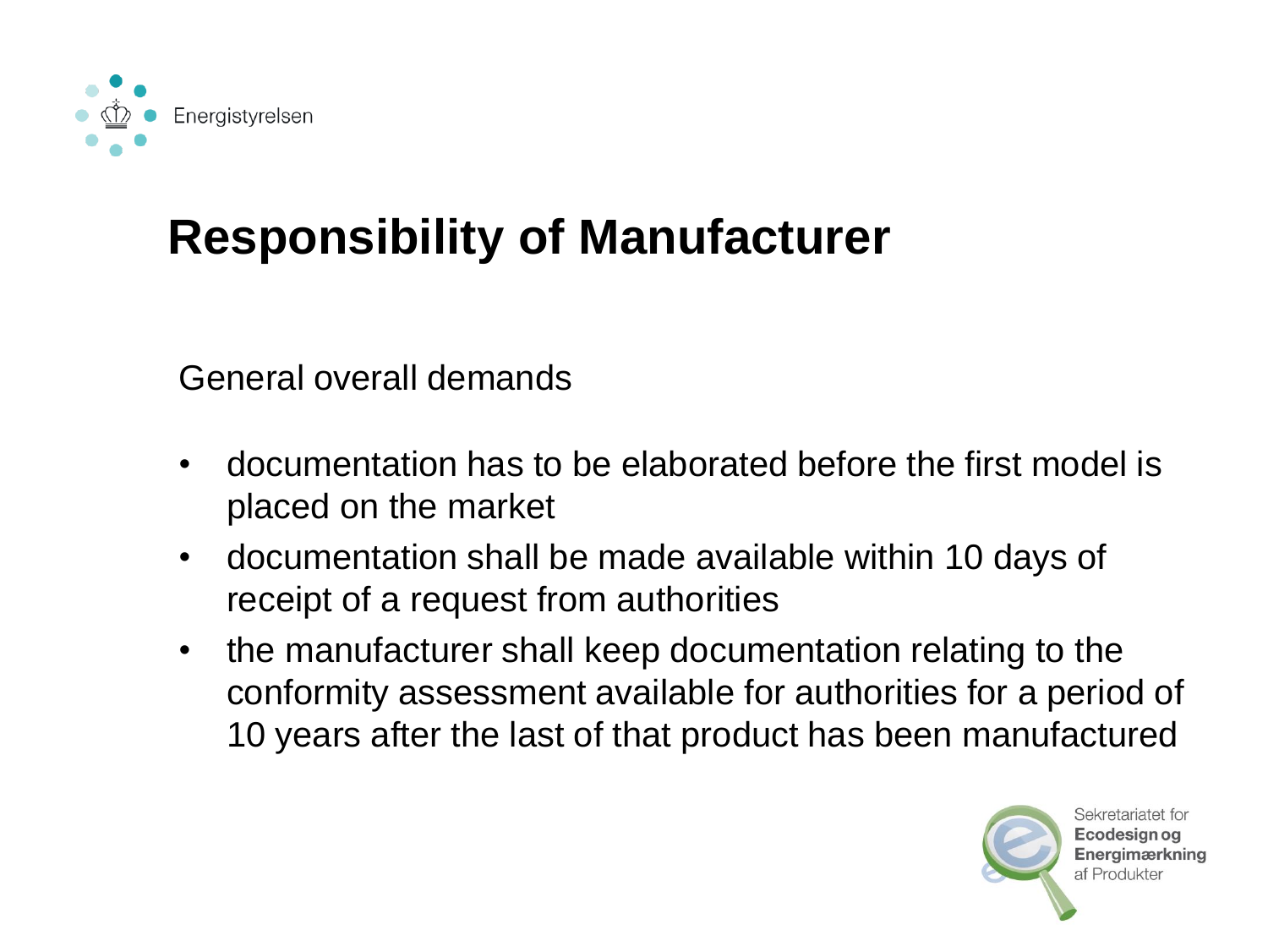# Responsibility of Manufacturer

General overall demands

- documentation has to be elaborated before the first model is placed on the market
- documentation shall be made available within 10 days of receipt of a request from authorities
- the manufacturer shall keep documentation relating to the conformity assessment available for authorities for a period of 10 years after the last of that product has been manufactured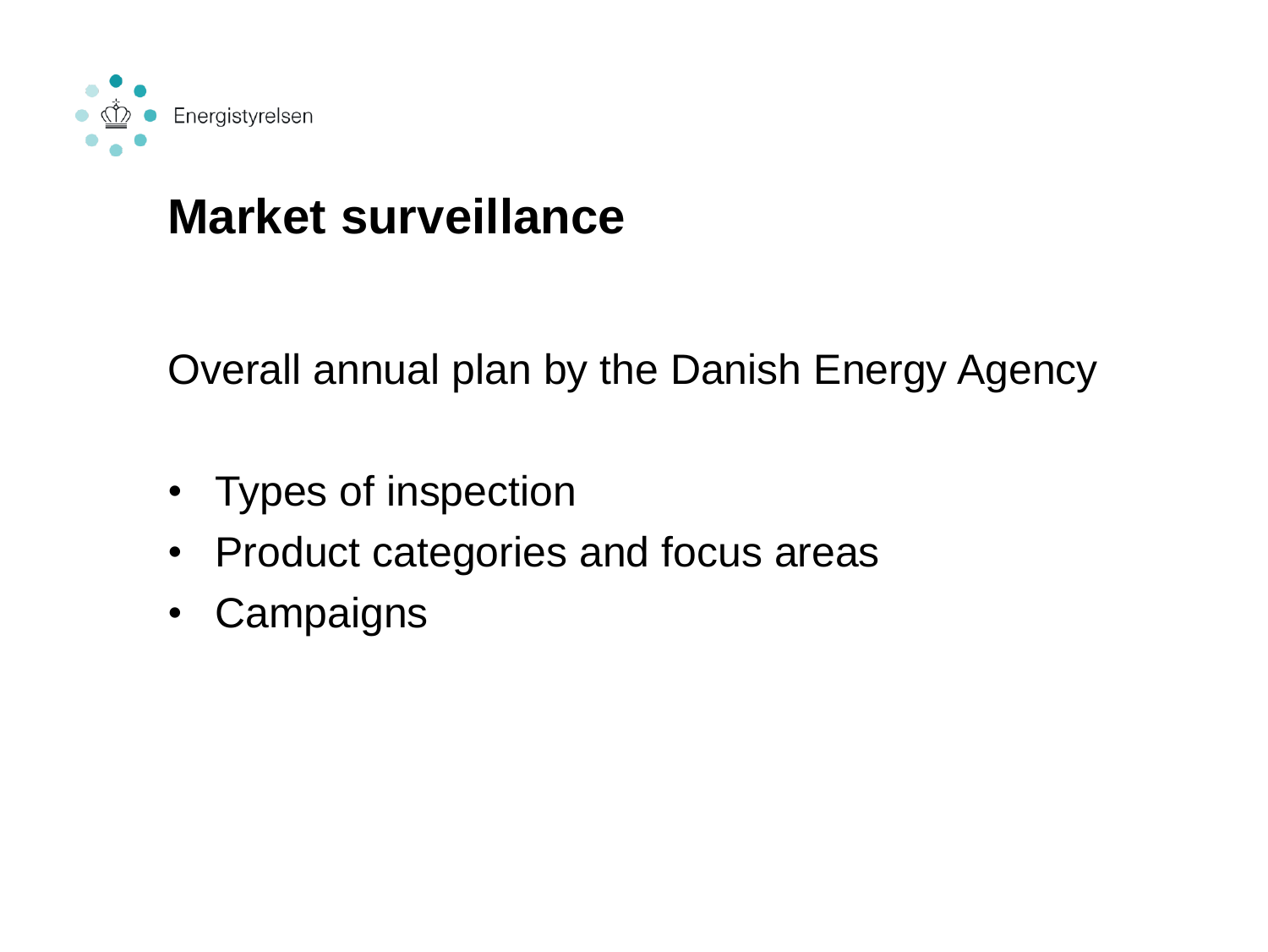# Market surveillance

Overall annual plan by the Danish Energy Agency

- Types of inspection
- Product categories and focus areas
- Campaigns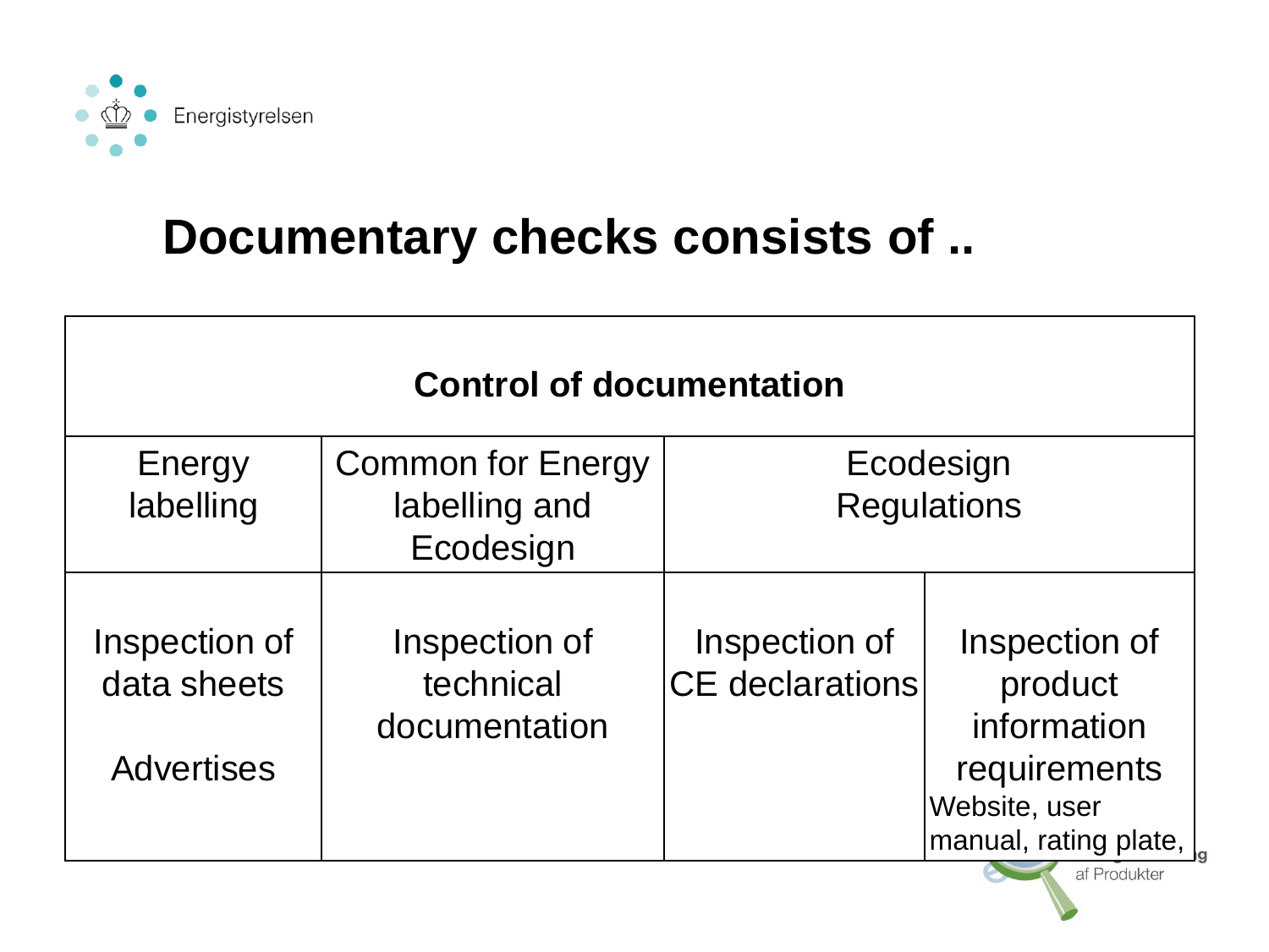# Documentary checks consists of ..

| Control of documentation | | | |
|---|---|---|---|
| Energy labelling | Common for Energy labelling and Ecodesign | Ecodesign Regulations | |
| Inspection of data sheets<br><br>Advertises | Inspection of technical documentation | Inspection of CE declarations | Inspection of product information requirements<br>Website, user manual, rating plate, |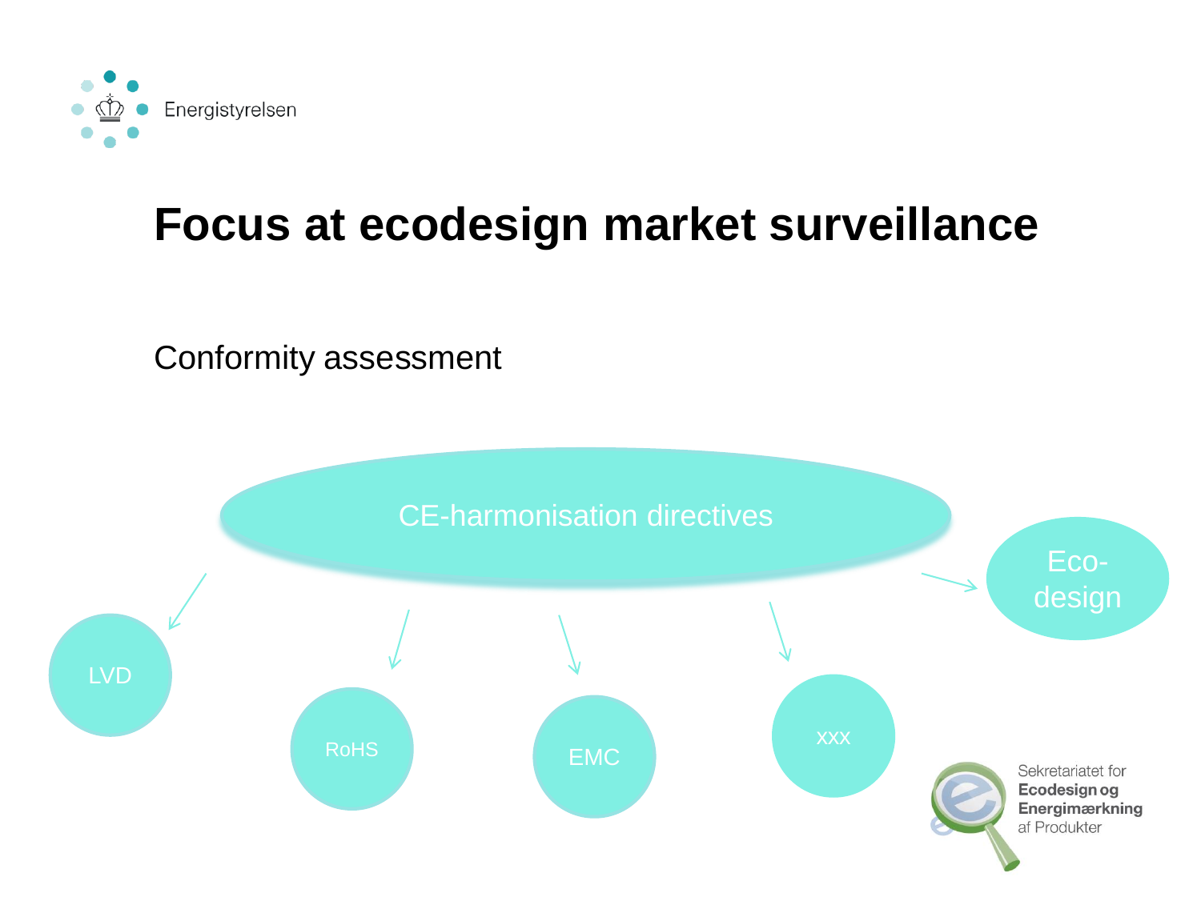# Focus at ecodesign market surveillance

Conformity assessment

CE-harmonisation directives

LVD

RoHS

EMC

xxx

Eco-design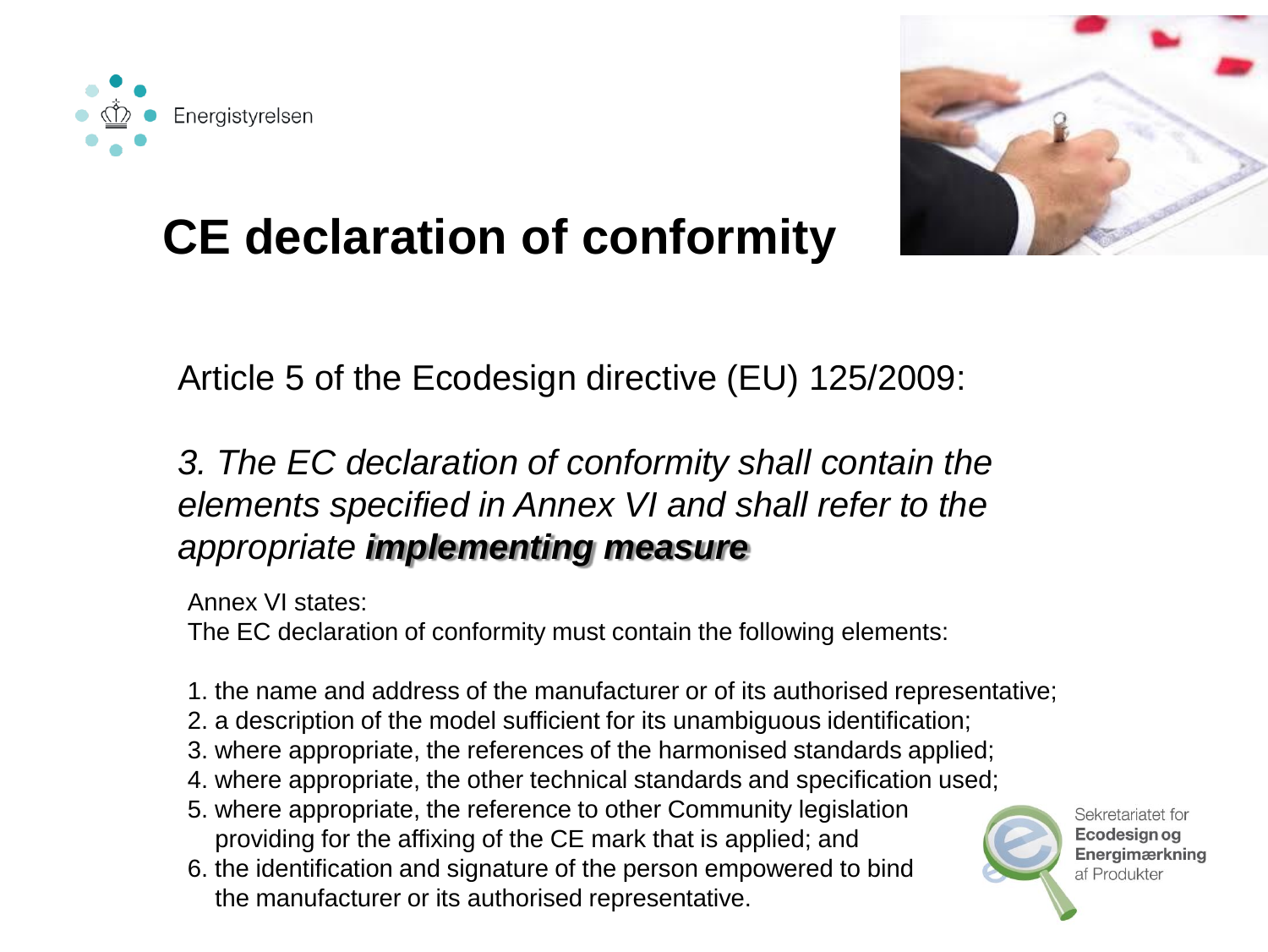# CE declaration of conformity

Article 5 of the Ecodesign directive (EU) 125/2009:

*3. The EC declaration of conformity shall contain the elements specified in Annex VI and shall refer to the appropriate* ***implementing measure***

Annex VI states:
The EC declaration of conformity must contain the following elements:

1. the name and address of the manufacturer or of its authorised representative;
2. a description of the model sufficient for its unambiguous identification;
3. where appropriate, the references of the harmonised standards applied;
4. where appropriate, the other technical standards and specification used;
5. where appropriate, the reference to other Community legislation providing for the affixing of the CE mark that is applied; and
6. the identification and signature of the person empowered to bind the manufacturer or its authorised representative.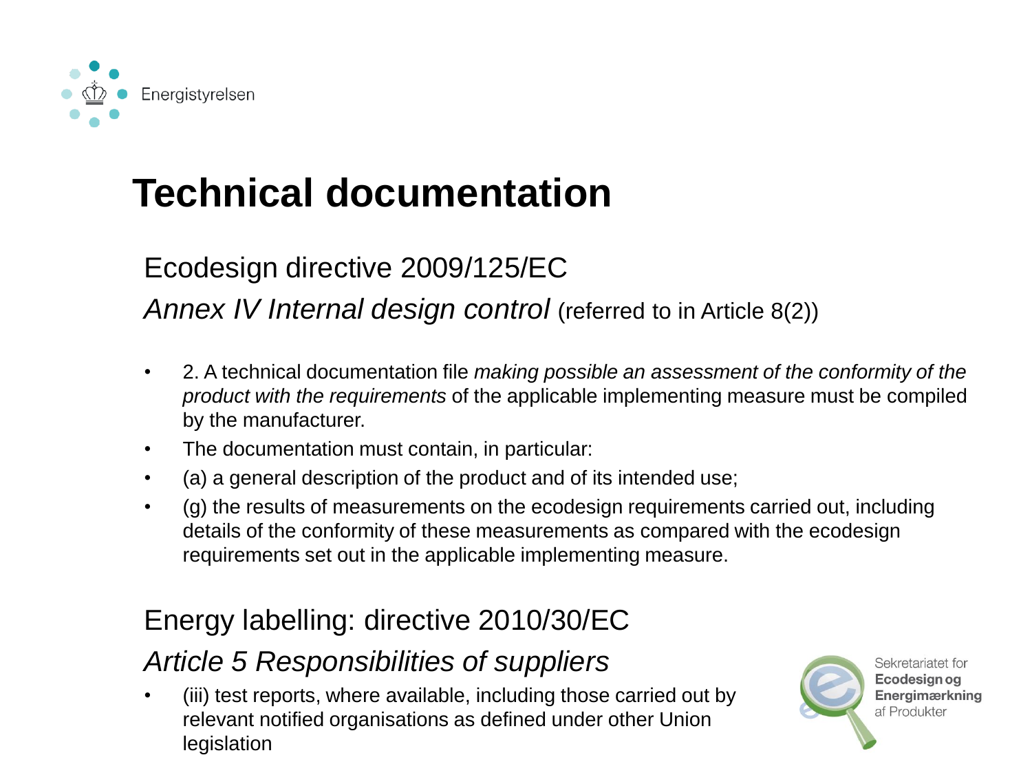# Technical documentation

## Ecodesign directive 2009/125/EC

### *Annex IV Internal design control* (referred to in Article 8(2))

- 2. A technical documentation file *making possible an assessment of the conformity of the product with the requirements* of the applicable implementing measure must be compiled by the manufacturer.
- The documentation must contain, in particular:
- (a) a general description of the product and of its intended use;
- (g) the results of measurements on the ecodesign requirements carried out, including details of the conformity of these measurements as compared with the ecodesign requirements set out in the applicable implementing measure.

## Energy labelling: directive 2010/30/EC

### *Article 5 Responsibilities of suppliers*

- (iii) test reports, where available, including those carried out by relevant notified organisations as defined under other Union legislation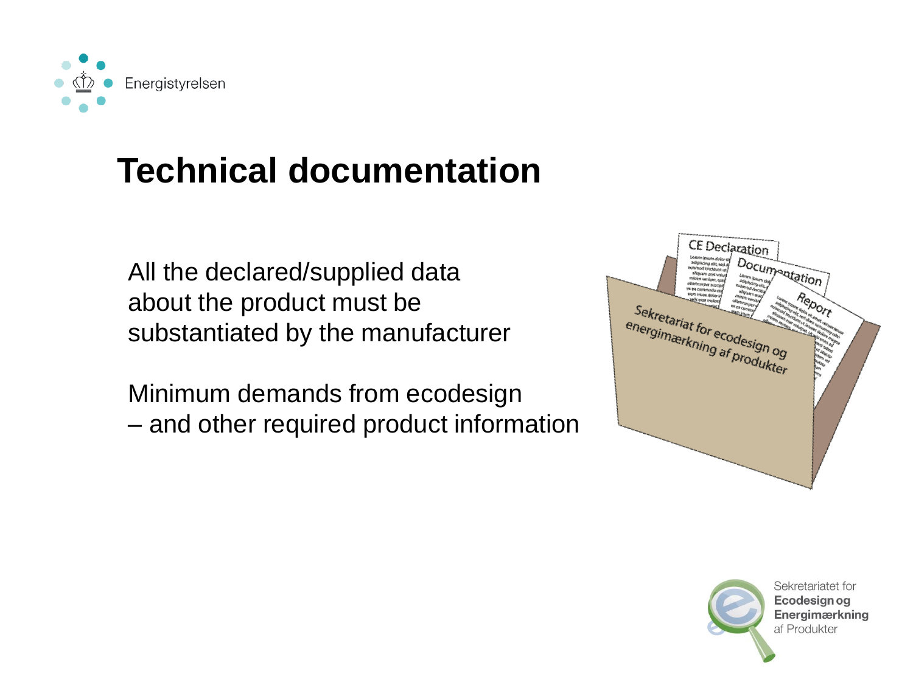# Technical documentation

All the declared/supplied data about the product must be substantiated by the manufacturer

Minimum demands from ecodesign
– and other required product information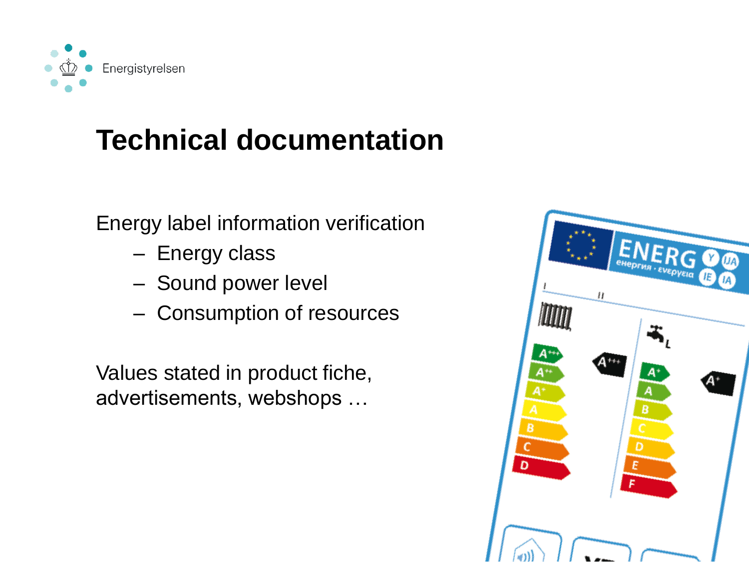# Technical documentation

Energy label information verification

- Energy class
- Sound power level
- Consumption of resources

Values stated in product fiche, advertisements, webshops …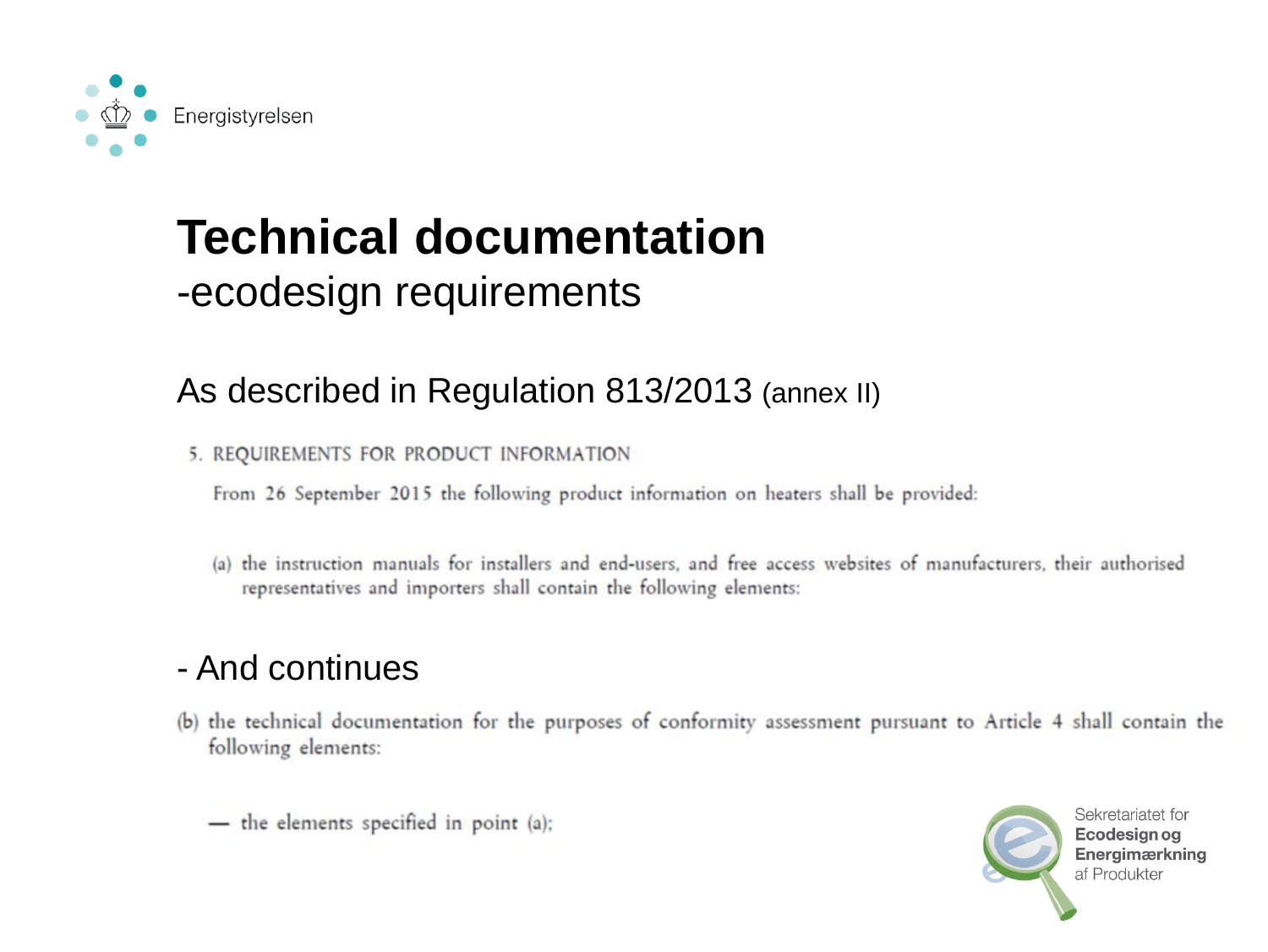# Technical documentation

## -ecodesign requirements

As described in Regulation 813/2013 (annex II)

5. REQUIREMENTS FOR PRODUCT INFORMATION

From 26 September 2015 the following product information on heaters shall be provided:

(a) the instruction manuals for installers and end-users, and free access websites of manufacturers, their authorised representatives and importers shall contain the following elements:

- And continues

(b) the technical documentation for the purposes of conformity assessment pursuant to Article 4 shall contain the following elements:

— the elements specified in point (a);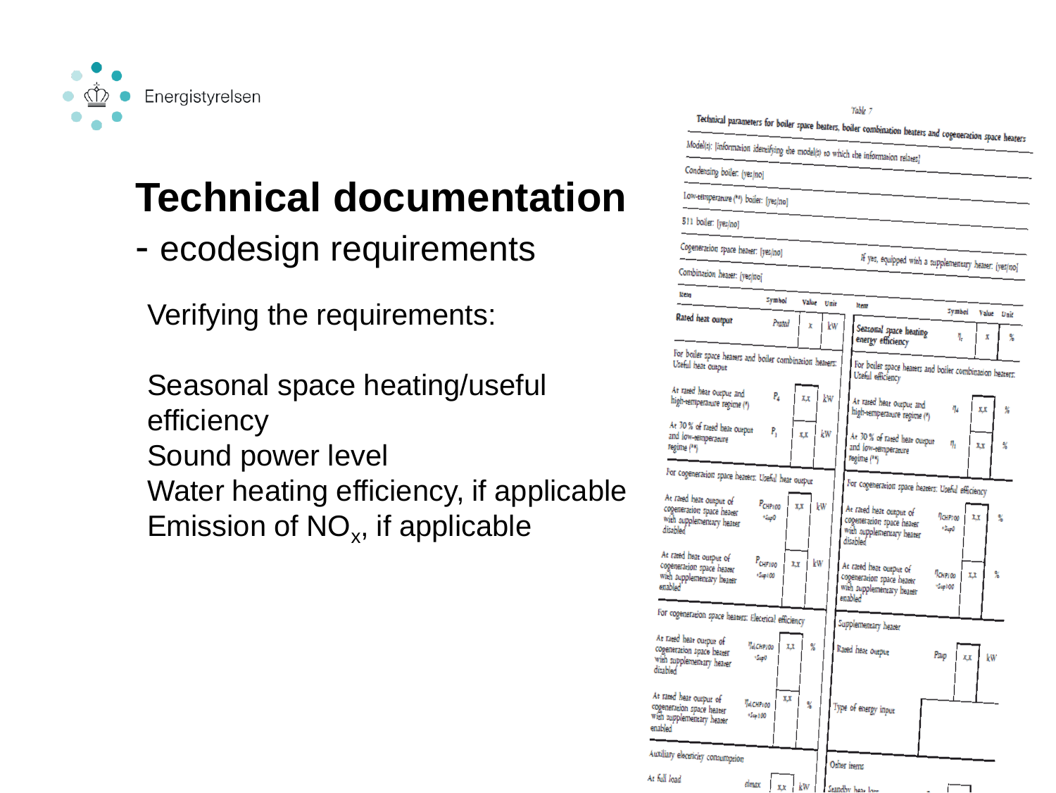Energistyrelsen

# Technical documentation

## - ecodesign requirements

Verifying the requirements:

Seasonal space heating/useful efficiency
Sound power level
Water heating efficiency, if applicable
Emission of $NO_x$, if applicable

Table 7

**Technical parameters for boiler space heaters, boiler combination heaters and cogeneration space heaters**

Model(s): [information identifying the model(s) to which the information relates]

Condensing boiler: [yes/no]

Low-temperature (**) boiler: [yes/no]

B11 boiler: [yes/no]

Cogeneration space heater: [yes/no] | If yes, equipped with a supplementary heater: [yes/no]

Combination heater: [yes/no]

| Item | Symbol | Value | Unit | Item | Symbol | Value | Unit |
|---|---|---|---|---|---|---|---|
| **Rated heat output** | *Prated* | x | kW | **Seasonal space heating energy efficiency** | $\eta_s$ | x | % |
| For boiler space heaters and boiler combination heaters: Useful heat output | | | | For boiler space heaters and boiler combination heaters: Useful efficiency | | | |
| At rated heat output and high-temperature regime (*) | $P_4$ | x,x | kW | At rated heat output and high-temperature regime (*) | $\eta_4$ | x,x | % |
| At 30 % of rated heat output and low-temperature regime (**) | $P_1$ | x,x | kW | At 30 % of rated heat output and low-temperature regime (**) | $\eta_1$ | x,x | % |
| For cogeneration space heaters: Useful heat output | | | | For cogeneration space heaters: Useful efficiency | | | |
| At rated heat output of cogeneration space heater with supplementary heater disabled | $P_{CHP100+Sup0}$ | x,x | kW | At rated heat output of cogeneration space heater with supplementary heater disabled | $\eta_{CHP100+Sup0}$ | x,x | % |
| At rated heat output of cogeneration space heater with supplementary heater enabled | $P_{CHP100+Sup100}$ | x,x | kW | At rated heat output of cogeneration space heater with supplementary heater enabled | $\eta_{CHP100+Sup100}$ | x,x | % |
| For cogeneration space heaters: Electrical efficiency | | | | Supplementary heater | | | |
| At rated heat output of cogeneration space heater with supplementary heater disabled | $\eta_{elCHP100+Sup0}$ | x,x | % | Rated heat output | Psup | x,x | kW |
| At rated heat output of cogeneration space heater with supplementary heater enabled | $\eta_{elCHP100+Sup100}$ | x,x | % | Type of energy input | | | |
| Auxiliary electricity consumption | | | | Other items | | | |
| At full load | elmax | x,x | kW | Standby heat loss | | | |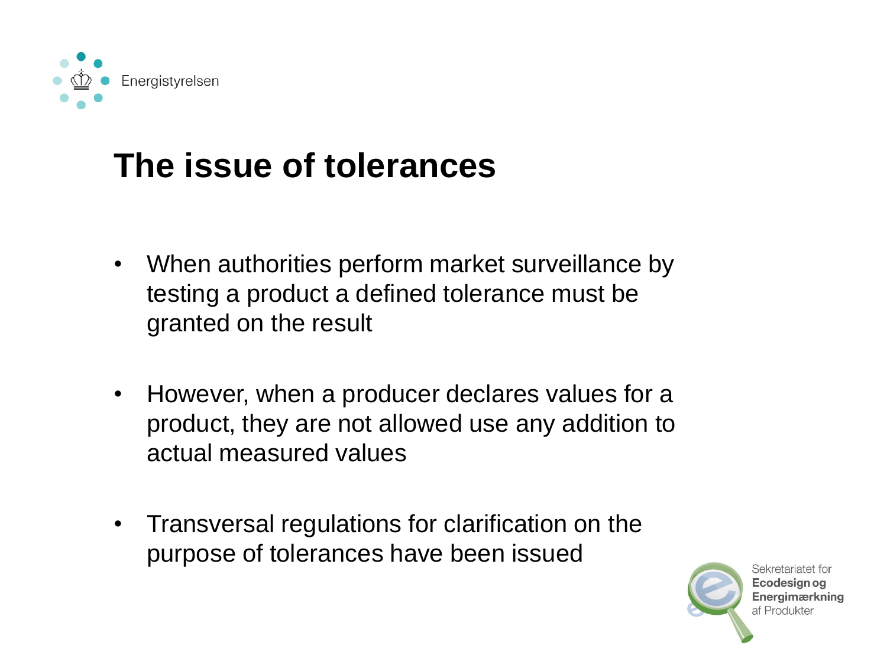# The issue of tolerances

- When authorities perform market surveillance by testing a product a defined tolerance must be granted on the result

- However, when a producer declares values for a product, they are not allowed use any addition to actual measured values

- Transversal regulations for clarification on the purpose of tolerances have been issued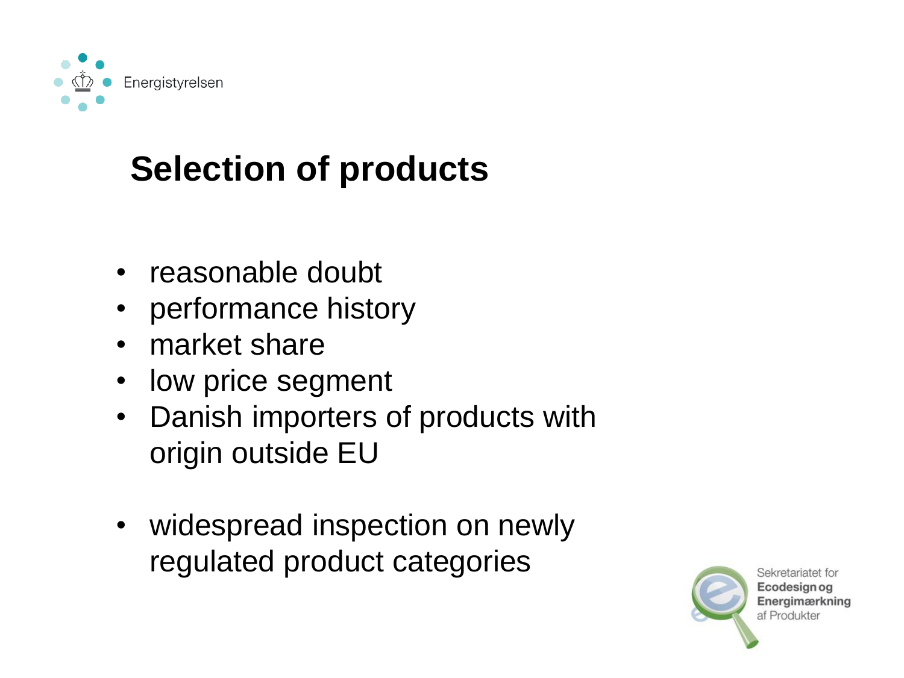# Selection of products

- reasonable doubt
- performance history
- market share
- low price segment
- Danish importers of products with origin outside EU

- widespread inspection on newly regulated product categories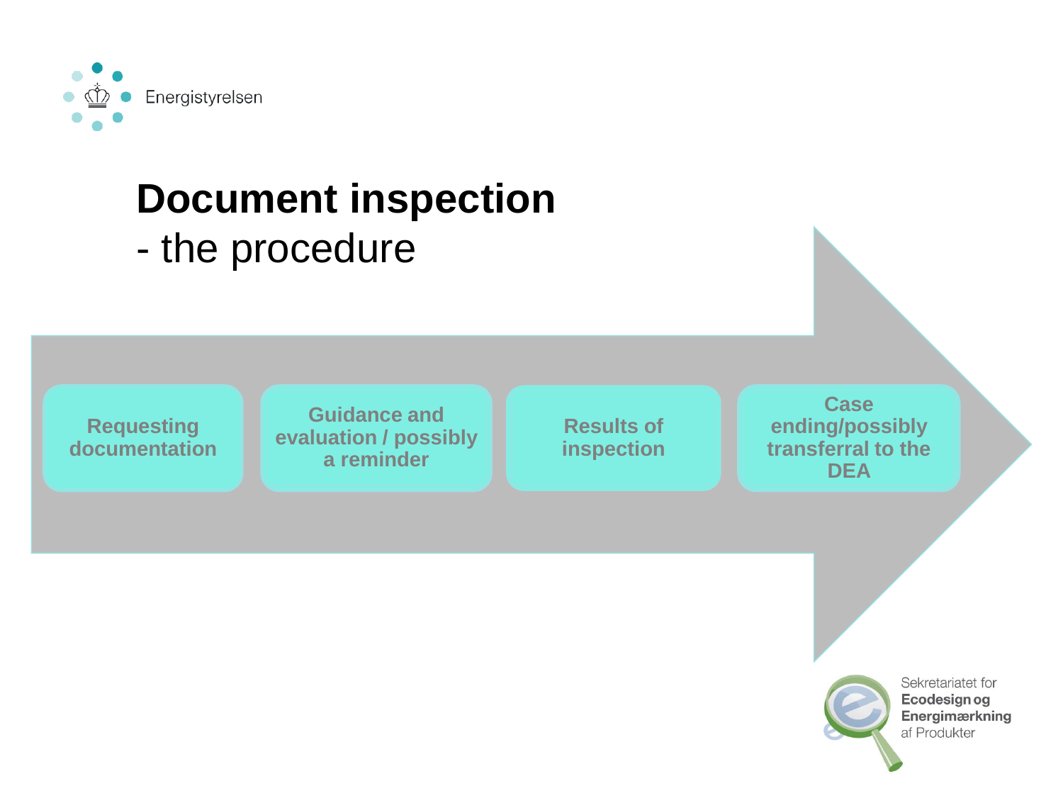# Document inspection

- the procedure

1. Requesting documentation
2. Guidance and evaluation / possibly a reminder
3. Results of inspection
4. Case ending/possibly transferral to the DEA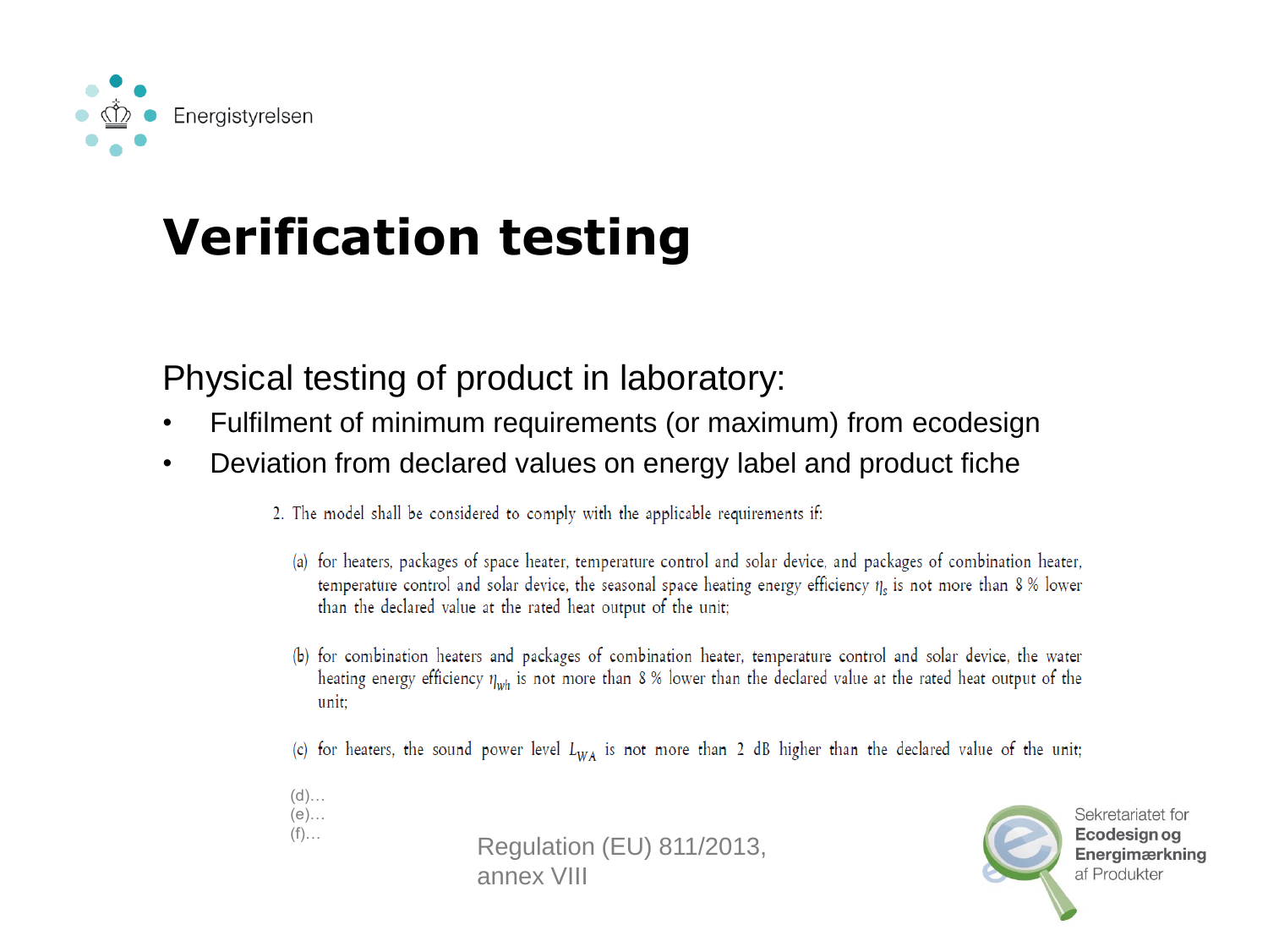# Verification testing

Physical testing of product in laboratory:

- Fulfilment of minimum requirements (or maximum) from ecodesign
- Deviation from declared values on energy label and product fiche

2. The model shall be considered to comply with the applicable requirements if:

(a) for heaters, packages of space heater, temperature control and solar device, and packages of combination heater, temperature control and solar device, the seasonal space heating energy efficiency $\eta_s$ is not more than 8 % lower than the declared value at the rated heat output of the unit;

(b) for combination heaters and packages of combination heater, temperature control and solar device, the water heating energy efficiency $\eta_{wh}$ is not more than 8 % lower than the declared value at the rated heat output of the unit;

(c) for heaters, the sound power level $L_{WA}$ is not more than 2 dB higher than the declared value of the unit;

(d)…
(e)…
(f)…

Regulation (EU) 811/2013, annex VIII

Sekretariatet for **Ecodesign og Energimærkning** af Produkter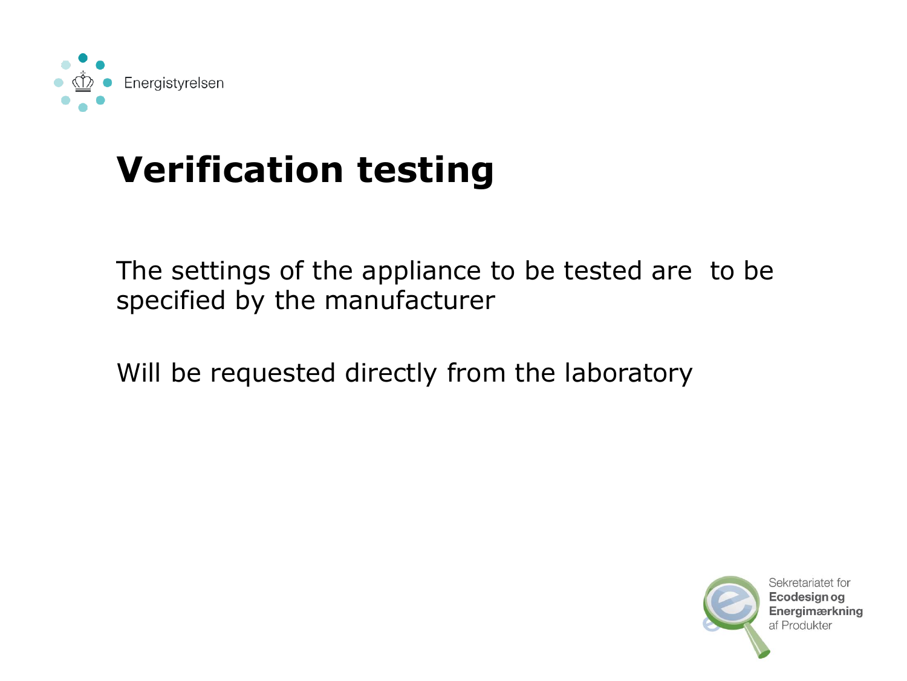# Verification testing

The settings of the appliance to be tested are to be specified by the manufacturer

Will be requested directly from the laboratory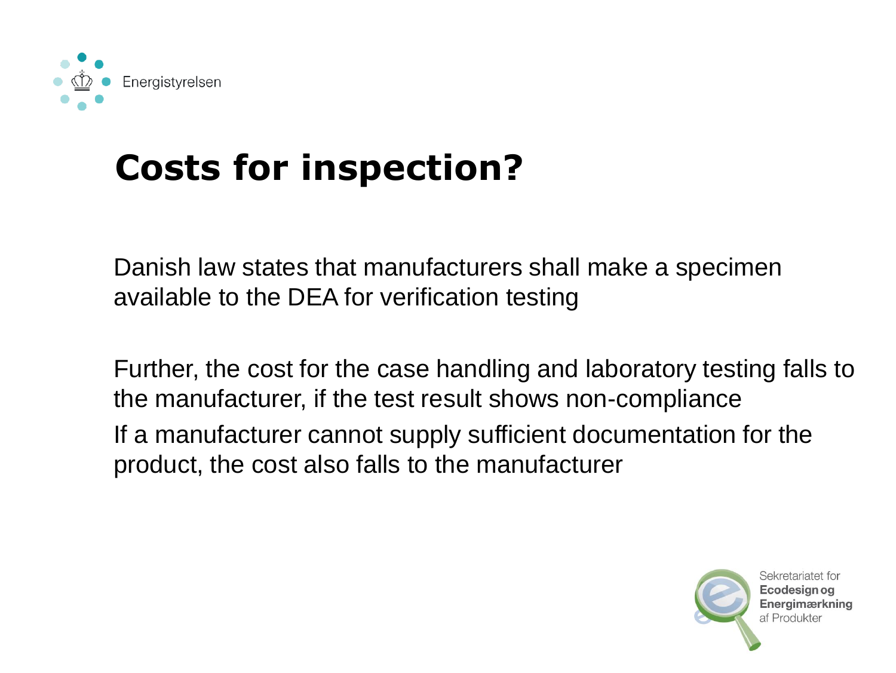# Costs for inspection?

Danish law states that manufacturers shall make a specimen available to the DEA for verification testing

Further, the cost for the case handling and laboratory testing falls to the manufacturer, if the test result shows non-compliance

If a manufacturer cannot supply sufficient documentation for the product, the cost also falls to the manufacturer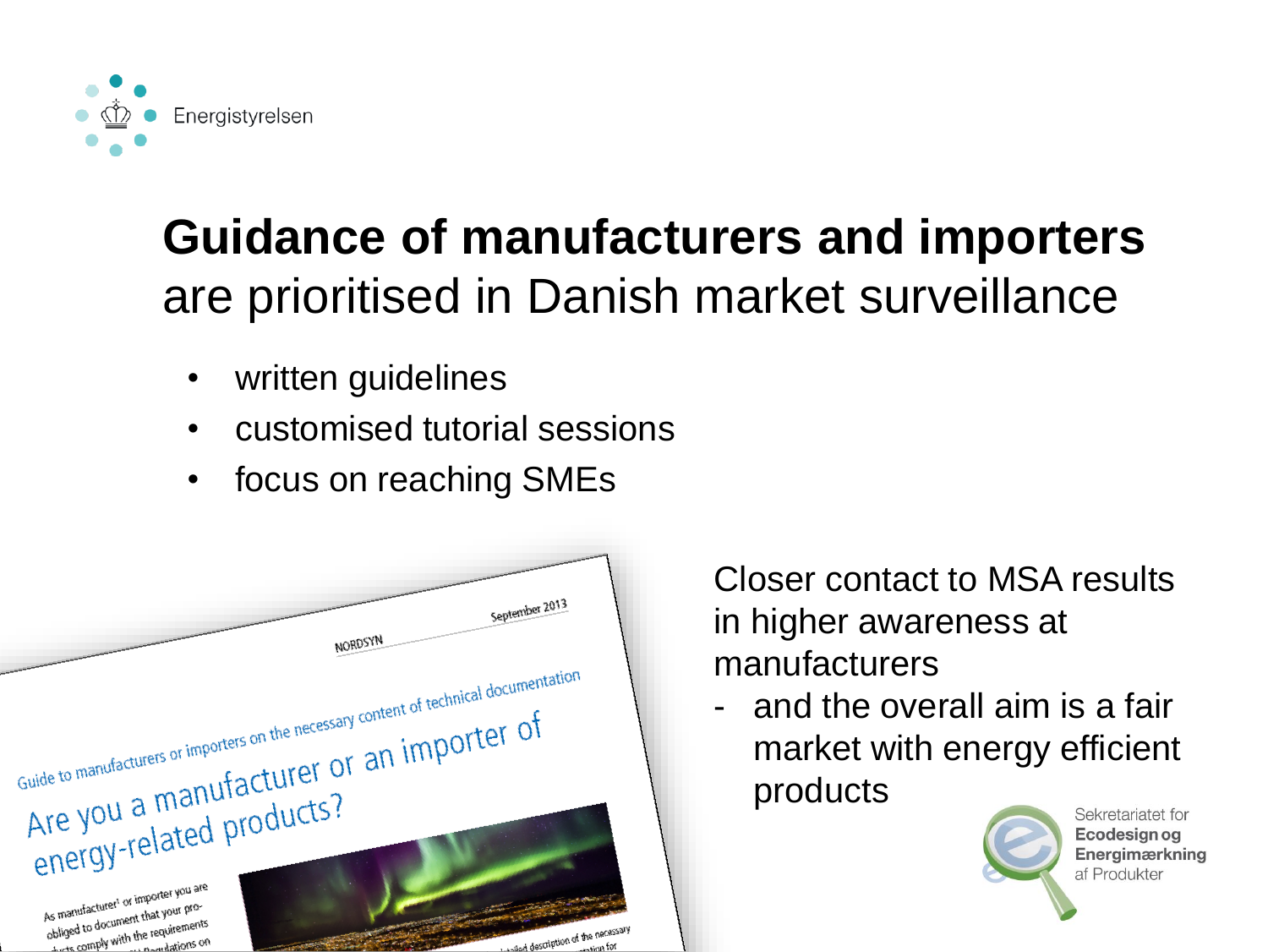Energistyrelsen

# **Guidance of manufacturers and importers** are prioritised in Danish market surveillance

- written guidelines
- customised tutorial sessions
- focus on reaching SMEs

Closer contact to MSA results in higher awareness at manufacturers

- and the overall aim is a fair market with energy efficient products

Sekretariatet for **Ecodesign og Energimærkning** af Produkter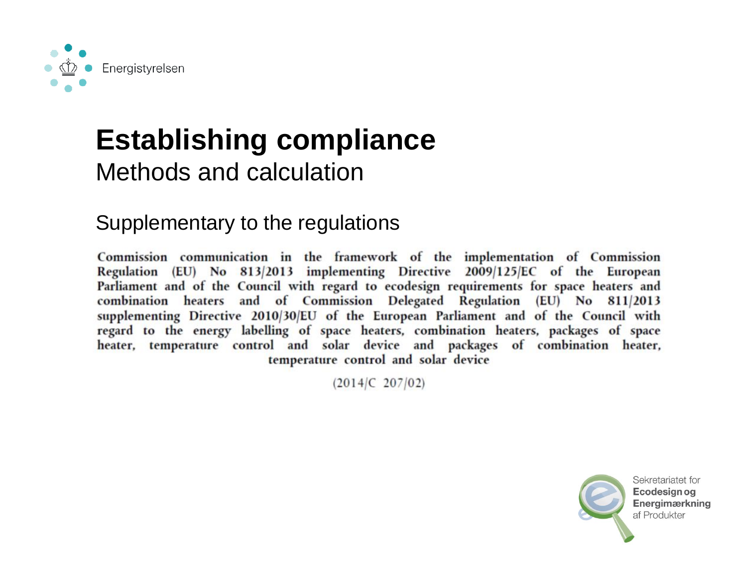Energistyrelsen

# Establishing compliance

## Methods and calculation

### Supplementary to the regulations

**Commission communication in the framework of the implementation of Commission Regulation (EU) No 813/2013 implementing Directive 2009/125/EC of the European Parliament and of the Council with regard to ecodesign requirements for space heaters and combination heaters and of Commission Delegated Regulation (EU) No 811/2013 supplementing Directive 2010/30/EU of the European Parliament and of the Council with regard to the energy labelling of space heaters, combination heaters, packages of space heater, temperature control and solar device and packages of combination heater, temperature control and solar device**

(2014/C 207/02)

Sekretariatet for **Ecodesign og Energimærkning** af Produkter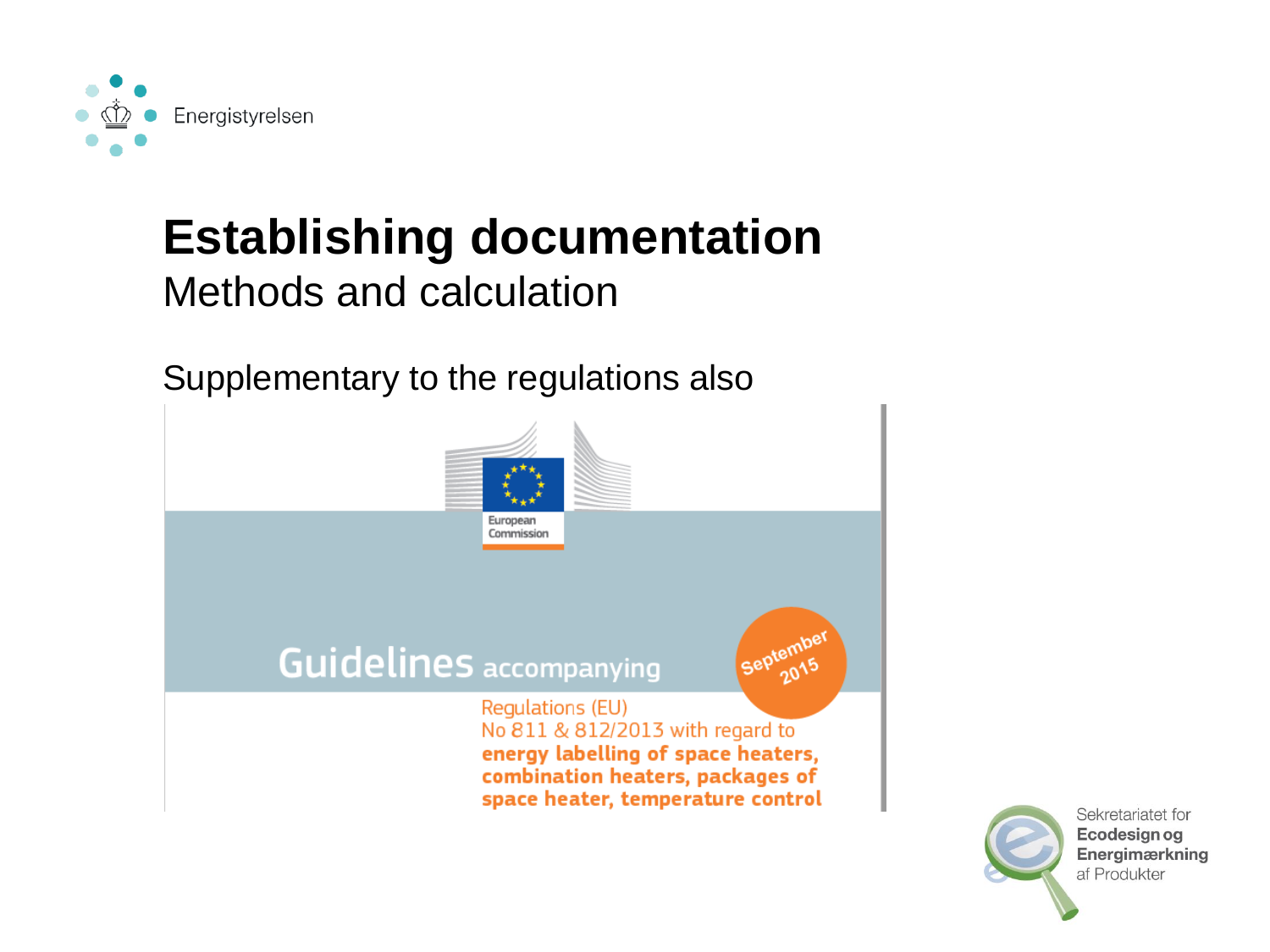# Establishing documentation

## Methods and calculation

Supplementary to the regulations also

Guidelines accompanying

September 2015

Regulations (EU) No 811 & 812/2013 with regard to **energy labelling of space heaters, combination heaters, packages of space heater, temperature control**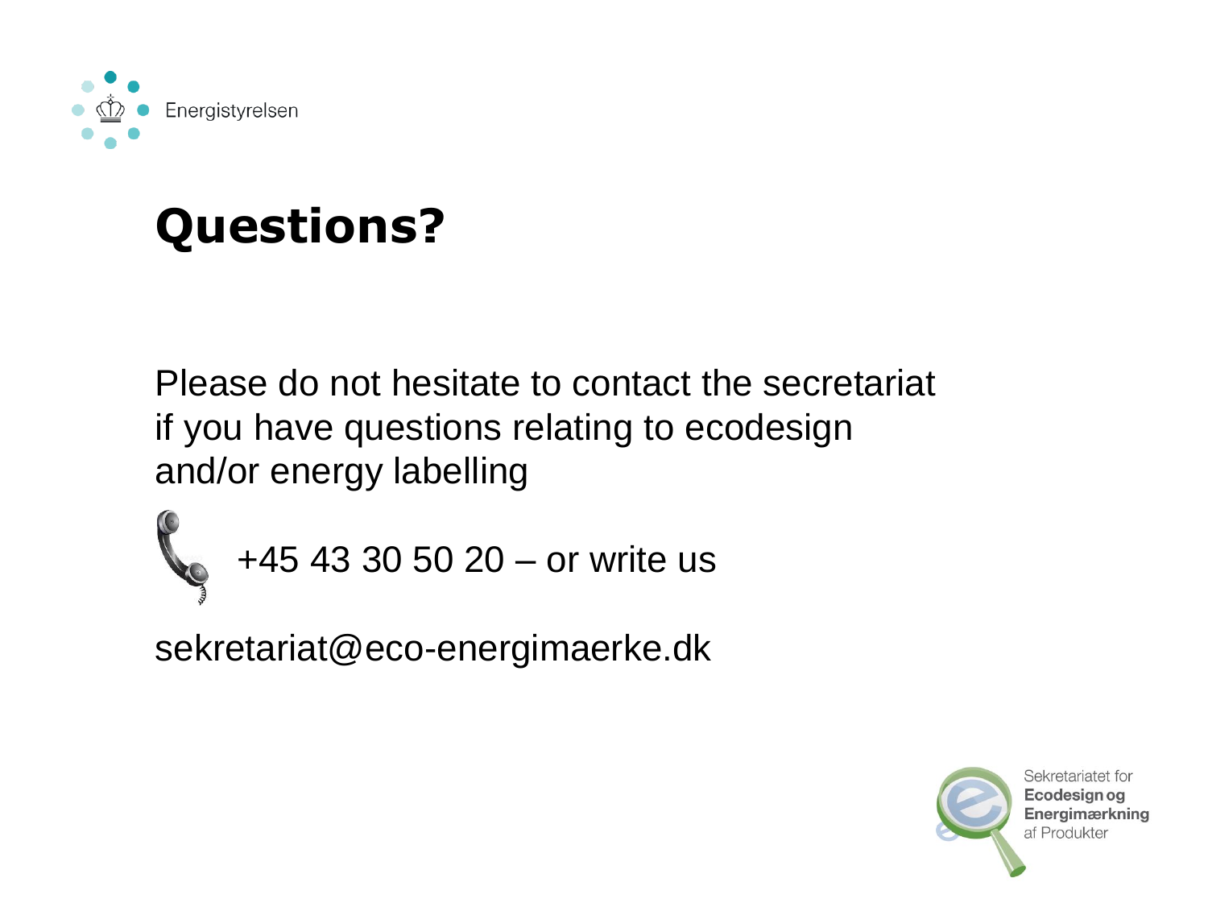Energistyrelsen

# Questions?

Please do not hesitate to contact the secretariat if you have questions relating to ecodesign and/or energy labelling

+45 43 30 50 20 – or write us

sekretariat@eco-energimaerke.dk

Sekretariatet for **Ecodesign og Energimærkning** af Produkter